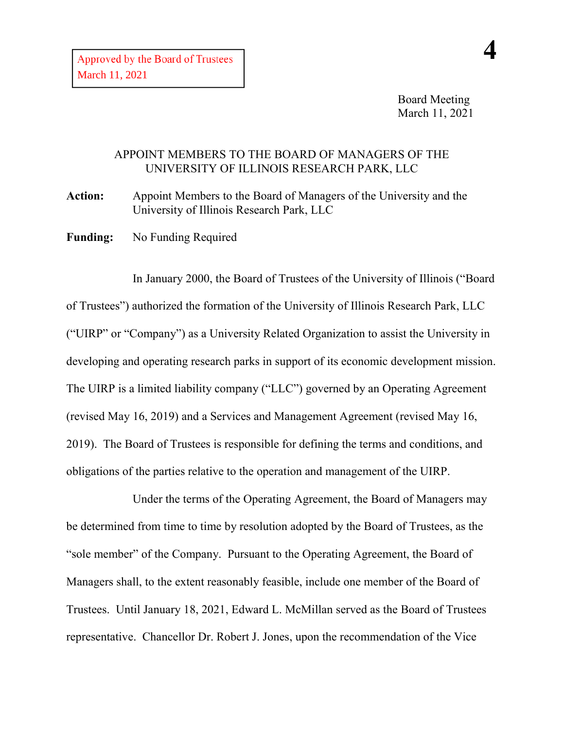Approved by the Board of Trustees
March 11, 2021

Board Meeting
March 11, 2021

# APPOINT MEMBERS TO THE BOARD OF MANAGERS OF THE UNIVERSITY OF ILLINOIS RESEARCH PARK, LLC

**Action:** Appoint Members to the Board of Managers of the University and the University of Illinois Research Park, LLC

**Funding:** No Funding Required

In January 2000, the Board of Trustees of the University of Illinois ("Board of Trustees") authorized the formation of the University of Illinois Research Park, LLC ("UIRP" or "Company") as a University Related Organization to assist the University in developing and operating research parks in support of its economic development mission. The UIRP is a limited liability company ("LLC") governed by an Operating Agreement (revised May 16, 2019) and a Services and Management Agreement (revised May 16, 2019). The Board of Trustees is responsible for defining the terms and conditions, and obligations of the parties relative to the operation and management of the UIRP.

Under the terms of the Operating Agreement, the Board of Managers may be determined from time to time by resolution adopted by the Board of Trustees, as the "sole member" of the Company. Pursuant to the Operating Agreement, the Board of Managers shall, to the extent reasonably feasible, include one member of the Board of Trustees. Until January 18, 2021, Edward L. McMillan served as the Board of Trustees representative. Chancellor Dr. Robert J. Jones, upon the recommendation of the Vice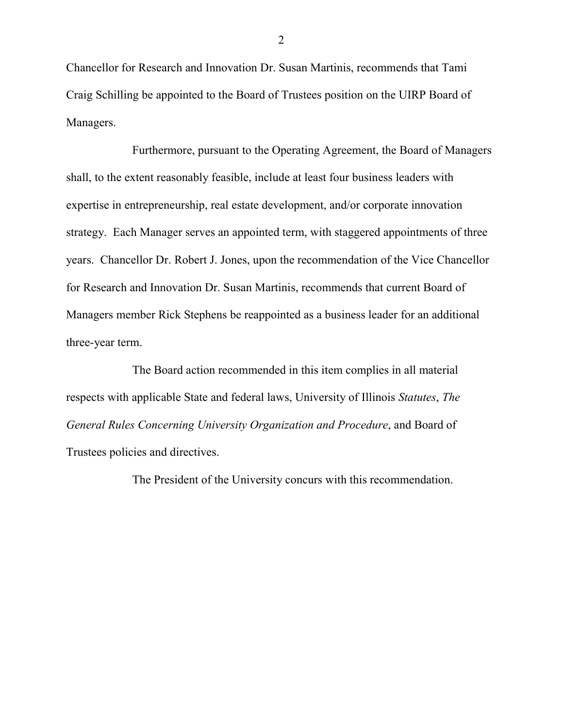Chancellor for Research and Innovation Dr. Susan Martinis, recommends that Tami Craig Schilling be appointed to the Board of Trustees position on the UIRP Board of Managers.

Furthermore, pursuant to the Operating Agreement, the Board of Managers shall, to the extent reasonably feasible, include at least four business leaders with expertise in entrepreneurship, real estate development, and/or corporate innovation strategy. Each Manager serves an appointed term, with staggered appointments of three years. Chancellor Dr. Robert J. Jones, upon the recommendation of the Vice Chancellor for Research and Innovation Dr. Susan Martinis, recommends that current Board of Managers member Rick Stephens be reappointed as a business leader for an additional three-year term.

The Board action recommended in this item complies in all material respects with applicable State and federal laws, University of Illinois *Statutes*, *The General Rules Concerning University Organization and Procedure*, and Board of Trustees policies and directives.

The President of the University concurs with this recommendation.